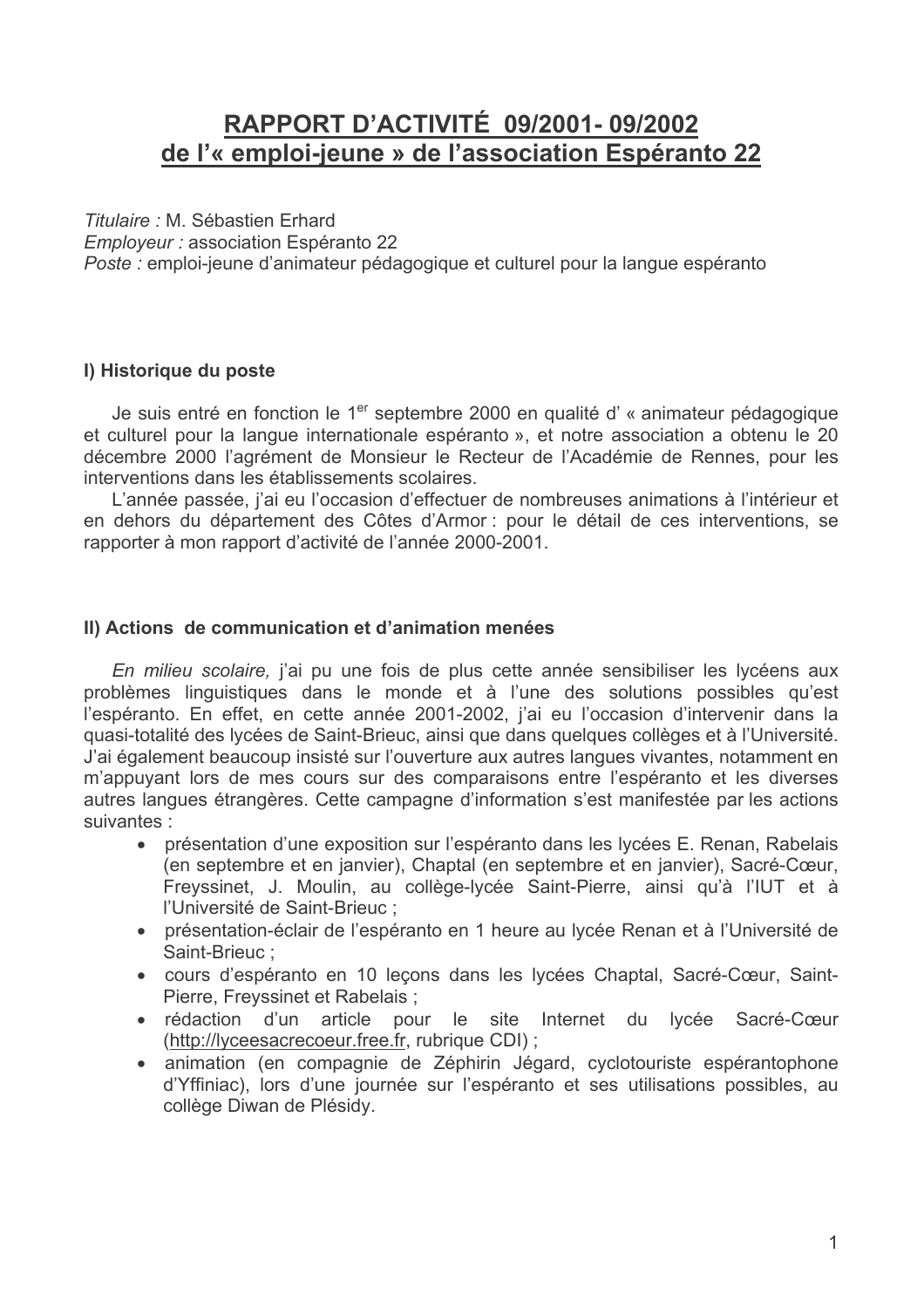# RAPPORT D'ACTIVITÉ 09/2001- 09/2002
# de l'« emploi-jeune » de l'association Espéranto 22

*Titulaire :* M. Sébastien Erhard
*Employeur :* association Espéranto 22
*Poste :* emploi-jeune d'animateur pédagogique et culturel pour la langue espéranto

## I) Historique du poste

Je suis entré en fonction le 1er septembre 2000 en qualité d' « animateur pédagogique et culturel pour la langue internationale espéranto », et notre association a obtenu le 20 décembre 2000 l'agrément de Monsieur le Recteur de l'Académie de Rennes, pour les interventions dans les établissements scolaires.

L'année passée, j'ai eu l'occasion d'effectuer de nombreuses animations à l'intérieur et en dehors du département des Côtes d'Armor : pour le détail de ces interventions, se rapporter à mon rapport d'activité de l'année 2000-2001.

## II) Actions de communication et d'animation menées

*En milieu scolaire,* j'ai pu une fois de plus cette année sensibiliser les lycéens aux problèmes linguistiques dans le monde et à l'une des solutions possibles qu'est l'espéranto. En effet, en cette année 2001-2002, j'ai eu l'occasion d'intervenir dans la quasi-totalité des lycées de Saint-Brieuc, ainsi que dans quelques collèges et à l'Université. J'ai également beaucoup insisté sur l'ouverture aux autres langues vivantes, notamment en m'appuyant lors de mes cours sur des comparaisons entre l'espéranto et les diverses autres langues étrangères. Cette campagne d'information s'est manifestée par les actions suivantes :

- présentation d'une exposition sur l'espéranto dans les lycées E. Renan, Rabelais (en septembre et en janvier), Chaptal (en septembre et en janvier), Sacré-Cœur, Freyssinet, J. Moulin, au collège-lycée Saint-Pierre, ainsi qu'à l'IUT et à l'Université de Saint-Brieuc ;
- présentation-éclair de l'espéranto en 1 heure au lycée Renan et à l'Université de Saint-Brieuc ;
- cours d'espéranto en 10 leçons dans les lycées Chaptal, Sacré-Cœur, Saint-Pierre, Freyssinet et Rabelais ;
- rédaction d'un article pour le site Internet du lycée Sacré-Cœur (http://lyceesacrecoeur.free.fr, rubrique CDI) ;
- animation (en compagnie de Zéphirin Jégard, cyclotouriste espérantophone d'Yffiniac), lors d'une journée sur l'espéranto et ses utilisations possibles, au collège Diwan de Plésidy.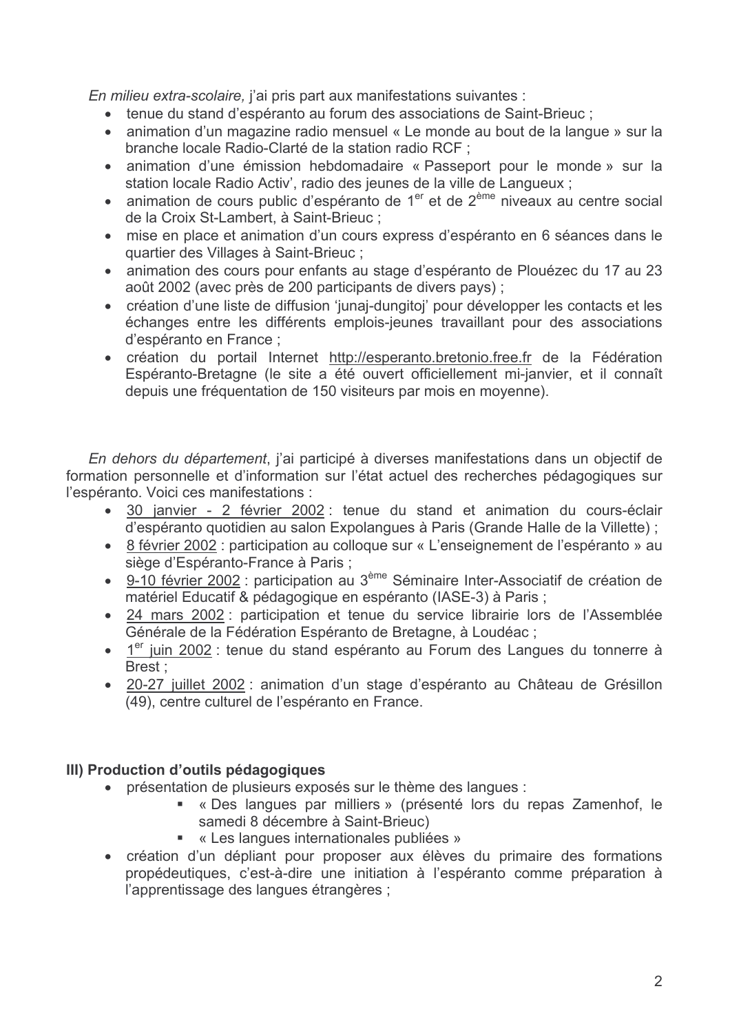*En milieu extra-scolaire,* j'ai pris part aux manifestations suivantes :

- tenue du stand d'espéranto au forum des associations de Saint-Brieuc ;
- animation d'un magazine radio mensuel « Le monde au bout de la langue » sur la branche locale Radio-Clarté de la station radio RCF ;
- animation d'une émission hebdomadaire « Passeport pour le monde » sur la station locale Radio Activ', radio des jeunes de la ville de Langueux ;
- animation de cours public d'espéranto de 1er et de 2ème niveaux au centre social de la Croix St-Lambert, à Saint-Brieuc ;
- mise en place et animation d'un cours express d'espéranto en 6 séances dans le quartier des Villages à Saint-Brieuc ;
- animation des cours pour enfants au stage d'espéranto de Plouézec du 17 au 23 août 2002 (avec près de 200 participants de divers pays) ;
- création d'une liste de diffusion 'junaj-dungitoj' pour développer les contacts et les échanges entre les différents emplois-jeunes travaillant pour des associations d'espéranto en France ;
- création du portail Internet http://esperanto.bretonio.free.fr de la Fédération Espéranto-Bretagne (le site a été ouvert officiellement mi-janvier, et il connaît depuis une fréquentation de 150 visiteurs par mois en moyenne).

*En dehors du département*, j'ai participé à diverses manifestations dans un objectif de formation personnelle et d'information sur l'état actuel des recherches pédagogiques sur l'espéranto. Voici ces manifestations :

- 30 janvier - 2 février 2002 : tenue du stand et animation du cours-éclair d'espéranto quotidien au salon Expolangues à Paris (Grande Halle de la Villette) ;
- 8 février 2002 : participation au colloque sur « L'enseignement de l'espéranto » au siège d'Espéranto-France à Paris ;
- 9-10 février 2002 : participation au 3ème Séminaire Inter-Associatif de création de matériel Educatif & pédagogique en espéranto (IASE-3) à Paris ;
- 24 mars 2002 : participation et tenue du service librairie lors de l'Assemblée Générale de la Fédération Espéranto de Bretagne, à Loudéac ;
- 1er juin 2002 : tenue du stand espéranto au Forum des Langues du tonnerre à Brest ;
- 20-27 juillet 2002 : animation d'un stage d'espéranto au Château de Grésillon (49), centre culturel de l'espéranto en France.

**III) Production d'outils pédagogiques**

- présentation de plusieurs exposés sur le thème des langues :
  - « Des langues par milliers » (présenté lors du repas Zamenhof, le samedi 8 décembre à Saint-Brieuc)
  - « Les langues internationales publiées »
- création d'un dépliant pour proposer aux élèves du primaire des formations propédeutiques, c'est-à-dire une initiation à l'espéranto comme préparation à l'apprentissage des langues étrangères ;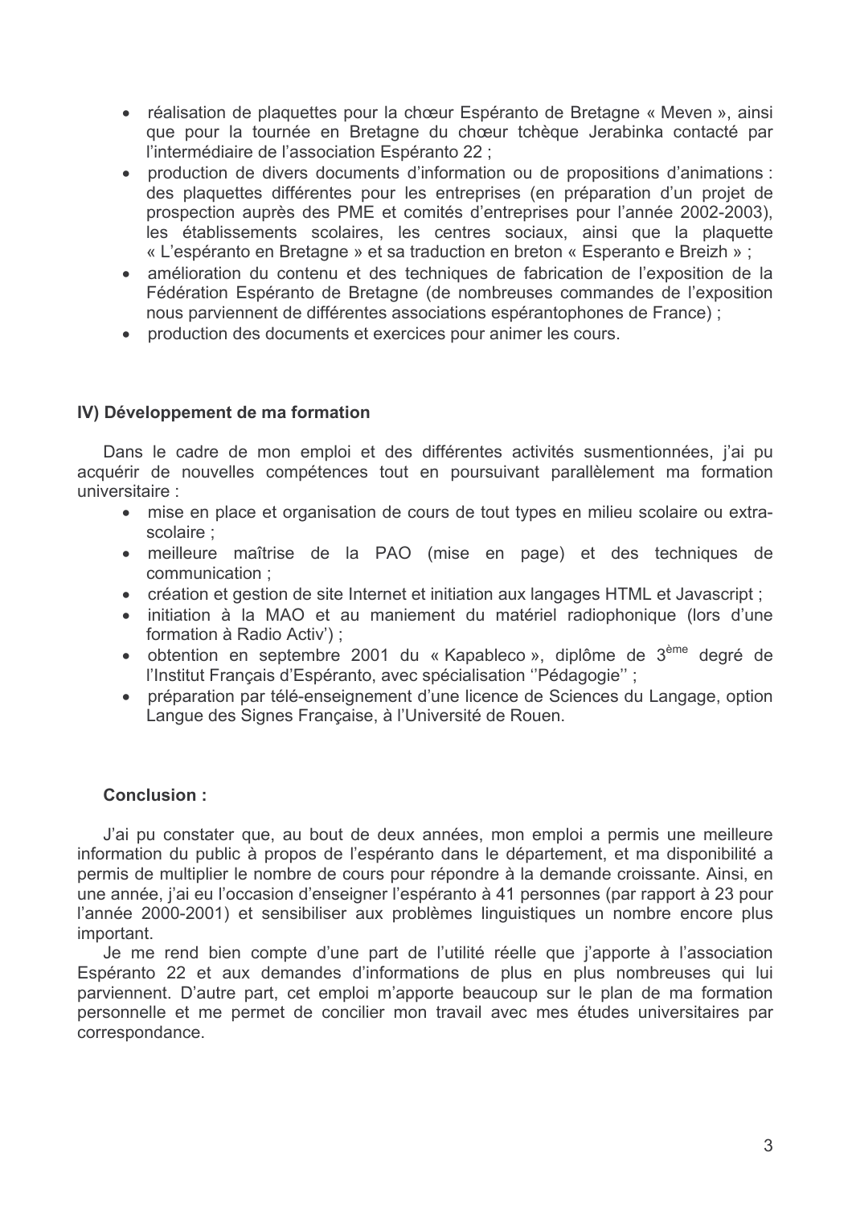- réalisation de plaquettes pour la chœur Espéranto de Bretagne « Meven », ainsi que pour la tournée en Bretagne du chœur tchèque Jerabinka contacté par l'intermédiaire de l'association Espéranto 22 ;
- production de divers documents d'information ou de propositions d'animations : des plaquettes différentes pour les entreprises (en préparation d'un projet de prospection auprès des PME et comités d'entreprises pour l'année 2002-2003), les établissements scolaires, les centres sociaux, ainsi que la plaquette « L'espéranto en Bretagne » et sa traduction en breton « Esperanto e Breizh » ;
- amélioration du contenu et des techniques de fabrication de l'exposition de la Fédération Espéranto de Bretagne (de nombreuses commandes de l'exposition nous parviennent de différentes associations espérantophones de France) ;
- production des documents et exercices pour animer les cours.

## IV) Développement de ma formation

Dans le cadre de mon emploi et des différentes activités susmentionnées, j'ai pu acquérir de nouvelles compétences tout en poursuivant parallèlement ma formation universitaire :

- mise en place et organisation de cours de tout types en milieu scolaire ou extra-scolaire ;
- meilleure maîtrise de la PAO (mise en page) et des techniques de communication ;
- création et gestion de site Internet et initiation aux langages HTML et Javascript ;
- initiation à la MAO et au maniement du matériel radiophonique (lors d'une formation à Radio Activ') ;
- obtention en septembre 2001 du « Kapableco », diplôme de 3ème degré de l'Institut Français d'Espéranto, avec spécialisation ''Pédagogie'' ;
- préparation par télé-enseignement d'une licence de Sciences du Langage, option Langue des Signes Française, à l'Université de Rouen.

## Conclusion :

J'ai pu constater que, au bout de deux années, mon emploi a permis une meilleure information du public à propos de l'espéranto dans le département, et ma disponibilité a permis de multiplier le nombre de cours pour répondre à la demande croissante. Ainsi, en une année, j'ai eu l'occasion d'enseigner l'espéranto à 41 personnes (par rapport à 23 pour l'année 2000-2001) et sensibiliser aux problèmes linguistiques un nombre encore plus important.

Je me rend bien compte d'une part de l'utilité réelle que j'apporte à l'association Espéranto 22 et aux demandes d'informations de plus en plus nombreuses qui lui parviennent. D'autre part, cet emploi m'apporte beaucoup sur le plan de ma formation personnelle et me permet de concilier mon travail avec mes études universitaires par correspondance.